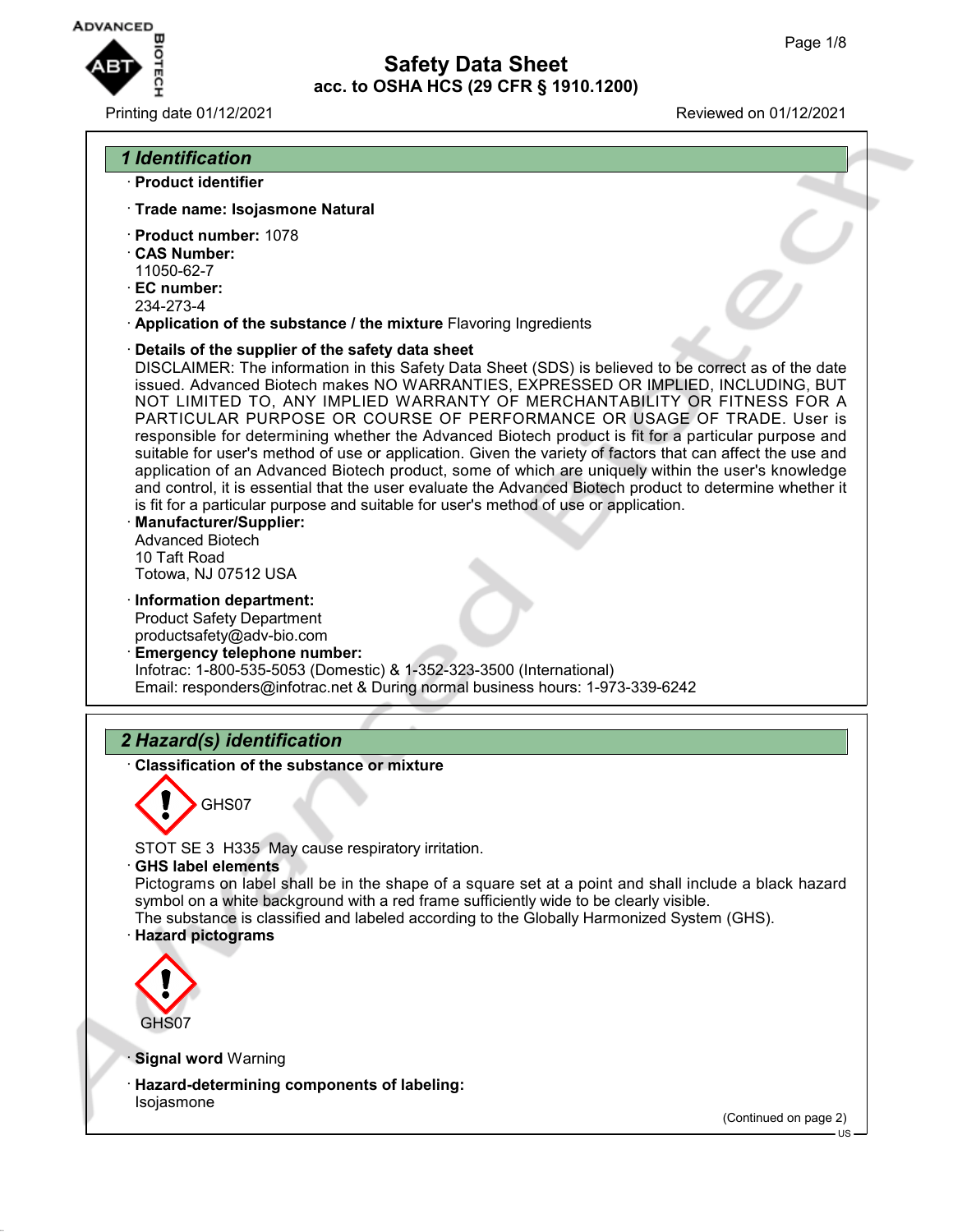# Safety Data Sheet
## acc. to OSHA HCS (29 CFR § 1910.1200)

Printing date 01/12/2021 Reviewed on 01/12/2021

## 1 Identification

· **Product identifier**

· **Trade name: Isojasmone Natural**

· **Product number:** 1078
· **CAS Number:**
11050-62-7
· **EC number:**
234-273-4
· **Application of the substance / the mixture** Flavoring Ingredients

· **Details of the supplier of the safety data sheet**
DISCLAIMER: The information in this Safety Data Sheet (SDS) is believed to be correct as of the date issued. Advanced Biotech makes NO WARRANTIES, EXPRESSED OR IMPLIED, INCLUDING, BUT NOT LIMITED TO, ANY IMPLIED WARRANTY OF MERCHANTABILITY OR FITNESS FOR A PARTICULAR PURPOSE OR COURSE OF PERFORMANCE OR USAGE OF TRADE. User is responsible for determining whether the Advanced Biotech product is fit for a particular purpose and suitable for user's method of use or application. Given the variety of factors that can affect the use and application of an Advanced Biotech product, some of which are uniquely within the user's knowledge and control, it is essential that the user evaluate the Advanced Biotech product to determine whether it is fit for a particular purpose and suitable for user's method of use or application.
· **Manufacturer/Supplier:**
Advanced Biotech
10 Taft Road
Totowa, NJ 07512 USA

· **Information department:**
Product Safety Department
productsafety@adv-bio.com
· **Emergency telephone number:**
Infotrac: 1-800-535-5053 (Domestic) & 1-352-323-3500 (International)
Email: responders@infotrac.net & During normal business hours: 1-973-339-6242

## 2 Hazard(s) identification

· **Classification of the substance or mixture**

GHS07

STOT SE 3 H335 May cause respiratory irritation.
· **GHS label elements**
Pictograms on label shall be in the shape of a square set at a point and shall include a black hazard symbol on a white background with a red frame sufficiently wide to be clearly visible.
The substance is classified and labeled according to the Globally Harmonized System (GHS).
· **Hazard pictograms**

GHS07

· **Signal word** Warning

· **Hazard-determining components of labeling:**
Isojasmone

(Continued on page 2)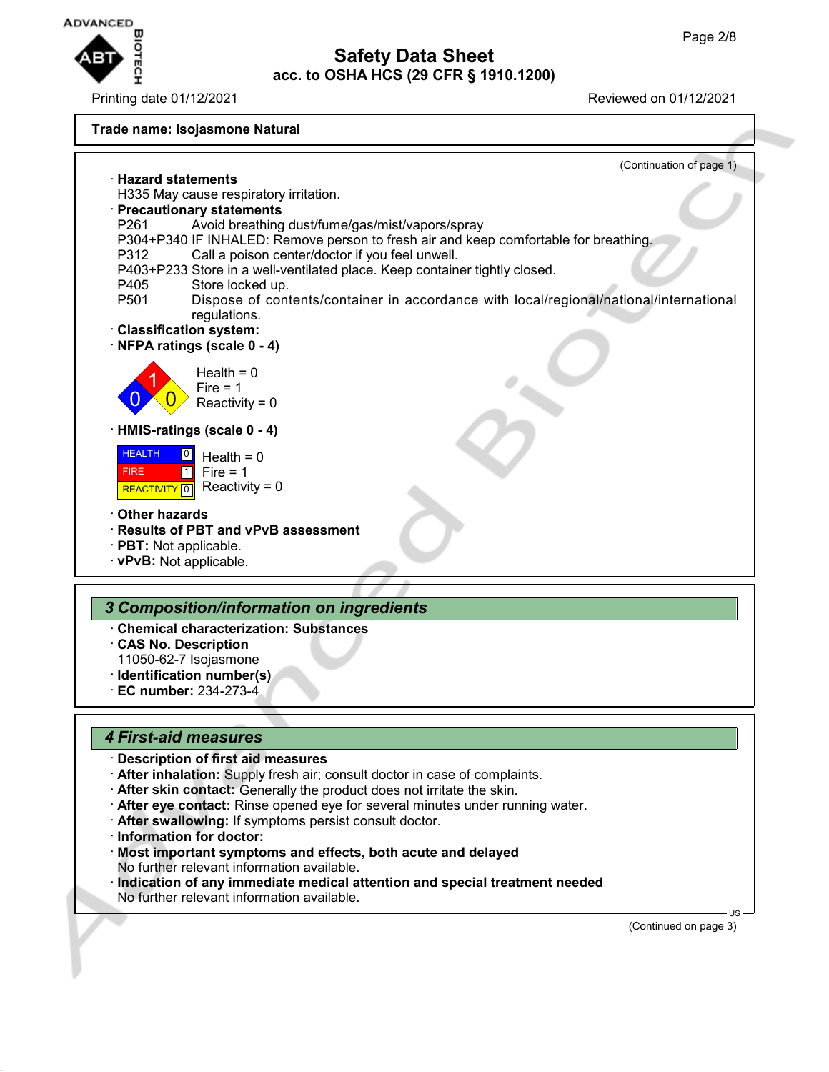**Trade name: Isojasmone Natural**

(Continuation of page 1)

· **Hazard statements**
H335 May cause respiratory irritation.

· **Precautionary statements**
P261 Avoid breathing dust/fume/gas/mist/vapors/spray
P304+P340 IF INHALED: Remove person to fresh air and keep comfortable for breathing.
P312 Call a poison center/doctor if you feel unwell.
P403+P233 Store in a well-ventilated place. Keep container tightly closed.
P405 Store locked up.
P501 Dispose of contents/container in accordance with local/regional/national/international regulations.

· **Classification system:**

· **NFPA ratings (scale 0 - 4)**

Health = 0
Fire = 1
Reactivity = 0

· **HMIS-ratings (scale 0 - 4)**

| | |
|---|---|
| HEALTH | 0 |
| FIRE | 1 |
| REACTIVITY | 0 |

Health = 0
Fire = 1
Reactivity = 0

· **Other hazards**

· **Results of PBT and vPvB assessment**

· **PBT:** Not applicable.

· **vPvB:** Not applicable.

## *3 Composition/information on ingredients*

· **Chemical characterization: Substances**

· **CAS No. Description**
11050-62-7 Isojasmone

· **Identification number(s)**

· **EC number:** 234-273-4

## *4 First-aid measures*

· **Description of first aid measures**

· **After inhalation:** Supply fresh air; consult doctor in case of complaints.

· **After skin contact:** Generally the product does not irritate the skin.

· **After eye contact:** Rinse opened eye for several minutes under running water.

· **After swallowing:** If symptoms persist consult doctor.

· **Information for doctor:**

· **Most important symptoms and effects, both acute and delayed**
No further relevant information available.

· **Indication of any immediate medical attention and special treatment needed**
No further relevant information available.

(Continued on page 3)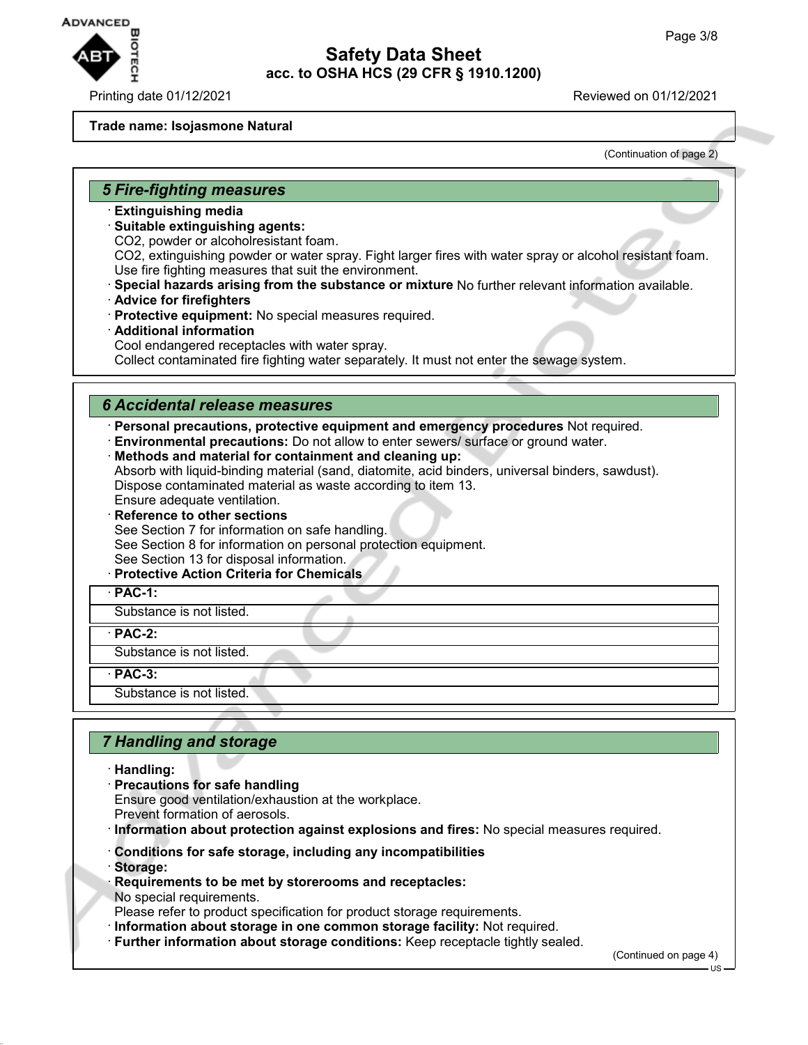**Trade name: Isojasmone Natural**

(Continuation of page 2)

## 5 Fire-fighting measures

- **Extinguishing media**
- **Suitable extinguishing agents:**
  CO2, powder or alcoholresistant foam.
  CO2, extinguishing powder or water spray. Fight larger fires with water spray or alcohol resistant foam.
  Use fire fighting measures that suit the environment.
- **Special hazards arising from the substance or mixture** No further relevant information available.
- **Advice for firefighters**
- **Protective equipment:** No special measures required.
- **Additional information**
  Cool endangered receptacles with water spray.
  Collect contaminated fire fighting water separately. It must not enter the sewage system.

## 6 Accidental release measures

- **Personal precautions, protective equipment and emergency procedures** Not required.
- **Environmental precautions:** Do not allow to enter sewers/ surface or ground water.
- **Methods and material for containment and cleaning up:**
  Absorb with liquid-binding material (sand, diatomite, acid binders, universal binders, sawdust).
  Dispose contaminated material as waste according to item 13.
  Ensure adequate ventilation.
- **Reference to other sections**
  See Section 7 for information on safe handling.
  See Section 8 for information on personal protection equipment.
  See Section 13 for disposal information.
- **Protective Action Criteria for Chemicals**

| · PAC-1: |
|---|
| Substance is not listed. |

| · PAC-2: |
|---|
| Substance is not listed. |

| · PAC-3: |
|---|
| Substance is not listed. |

## 7 Handling and storage

- **Handling:**
- **Precautions for safe handling**
  Ensure good ventilation/exhaustion at the workplace.
  Prevent formation of aerosols.
- **Information about protection against explosions and fires:** No special measures required.
- **Conditions for safe storage, including any incompatibilities**
- **Storage:**
- **Requirements to be met by storerooms and receptacles:**
  No special requirements.
  Please refer to product specification for product storage requirements.
- **Information about storage in one common storage facility:** Not required.
- **Further information about storage conditions:** Keep receptacle tightly sealed.

(Continued on page 4)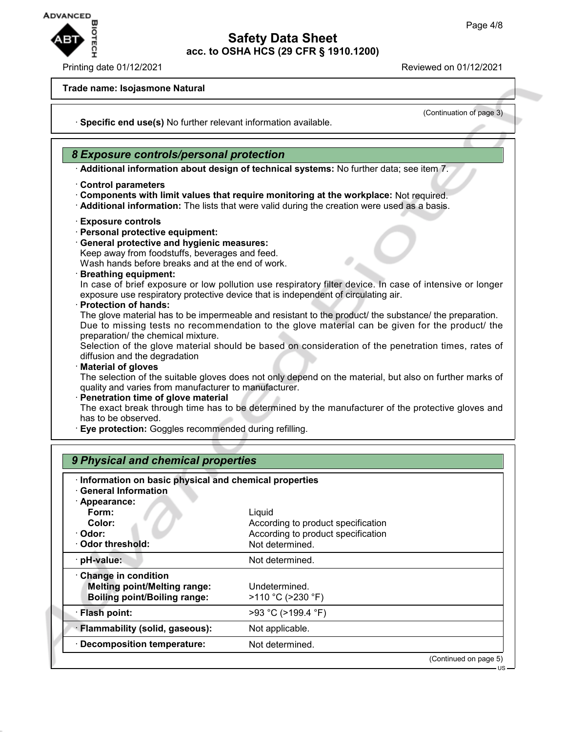Trade name: Isojasmone Natural

(Continuation of page 3)

· **Specific end use(s)** No further relevant information available.

## 8 Exposure controls/personal protection

· **Additional information about design of technical systems:** No further data; see item 7.

· **Control parameters**
· **Components with limit values that require monitoring at the workplace:** Not required.
· **Additional information:** The lists that were valid during the creation were used as a basis.

· **Exposure controls**
· **Personal protective equipment:**
· **General protective and hygienic measures:**
Keep away from foodstuffs, beverages and feed.
Wash hands before breaks and at the end of work.
· **Breathing equipment:**
In case of brief exposure or low pollution use respiratory filter device. In case of intensive or longer exposure use respiratory protective device that is independent of circulating air.
· **Protection of hands:**
The glove material has to be impermeable and resistant to the product/ the substance/ the preparation.
Due to missing tests no recommendation to the glove material can be given for the product/ the preparation/ the chemical mixture.
Selection of the glove material should be based on consideration of the penetration times, rates of diffusion and the degradation
· **Material of gloves**
The selection of the suitable gloves does not only depend on the material, but also on further marks of quality and varies from manufacturer to manufacturer.
· **Penetration time of glove material**
The exact break through time has to be determined by the manufacturer of the protective gloves and has to be observed.
· **Eye protection:** Goggles recommended during refilling.

## 9 Physical and chemical properties

| | |
|---|---|
| · **Information on basic physical and chemical properties** | |
| · **General Information** | |
| · **Appearance:** | |
| **Form:** | Liquid |
| **Color:** | According to product specification |
| · **Odor:** | According to product specification |
| · **Odor threshold:** | Not determined. |
| · **pH-value:** | Not determined. |
| · **Change in condition** | |
| **Melting point/Melting range:** | Undetermined. |
| **Boiling point/Boiling range:** | >110 °C (>230 °F) |
| · **Flash point:** | >93 °C (>199.4 °F) |
| · **Flammability (solid, gaseous):** | Not applicable. |
| · **Decomposition temperature:** | Not determined. |

(Continued on page 5)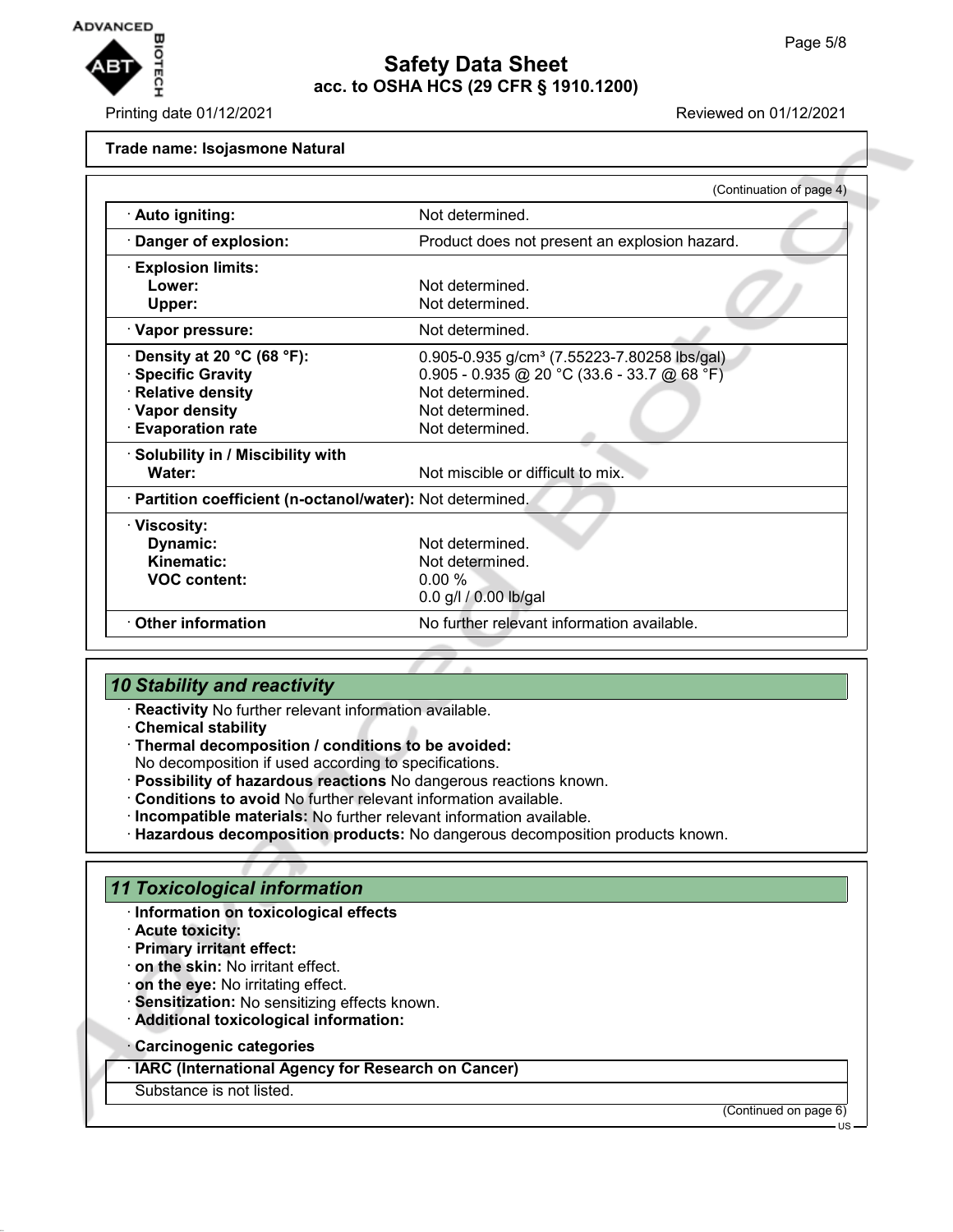**Trade name: Isojasmone Natural**

(Continuation of page 4)

| | |
|---|---|
| · **Auto igniting:** | Not determined. |
| · **Danger of explosion:** | Product does not present an explosion hazard. |
| · **Explosion limits:** | |
| **Lower:** | Not determined. |
| **Upper:** | Not determined. |
| · **Vapor pressure:** | Not determined. |
| · **Density at 20 °C (68 °F):** | 0.905-0.935 g/cm³ (7.55223-7.80258 lbs/gal) |
| · **Specific Gravity** | 0.905 - 0.935 @ 20 °C (33.6 - 33.7 @ 68 °F) |
| · **Relative density** | Not determined. |
| · **Vapor density** | Not determined. |
| · **Evaporation rate** | Not determined. |
| · **Solubility in / Miscibility with** | |
| **Water:** | Not miscible or difficult to mix. |
| · **Partition coefficient (n-octanol/water):** | Not determined. |
| · **Viscosity:** | |
| **Dynamic:** | Not determined. |
| **Kinematic:** | Not determined. |
| **VOC content:** | 0.00 % |
| | 0.0 g/l / 0.00 lb/gal |
| · **Other information** | No further relevant information available. |

## 10 Stability and reactivity

· **Reactivity** No further relevant information available.
· **Chemical stability**
· **Thermal decomposition / conditions to be avoided:**
No decomposition if used according to specifications.
· **Possibility of hazardous reactions** No dangerous reactions known.
· **Conditions to avoid** No further relevant information available.
· **Incompatible materials:** No further relevant information available.
· **Hazardous decomposition products:** No dangerous decomposition products known.

## 11 Toxicological information

· **Information on toxicological effects**
· **Acute toxicity:**
· **Primary irritant effect:**
· **on the skin:** No irritant effect.
· **on the eye:** No irritating effect.
· **Sensitization:** No sensitizing effects known.
· **Additional toxicological information:**

· **Carcinogenic categories**

| · **IARC (International Agency for Research on Cancer)** |
|---|
| Substance is not listed. |

(Continued on page 6)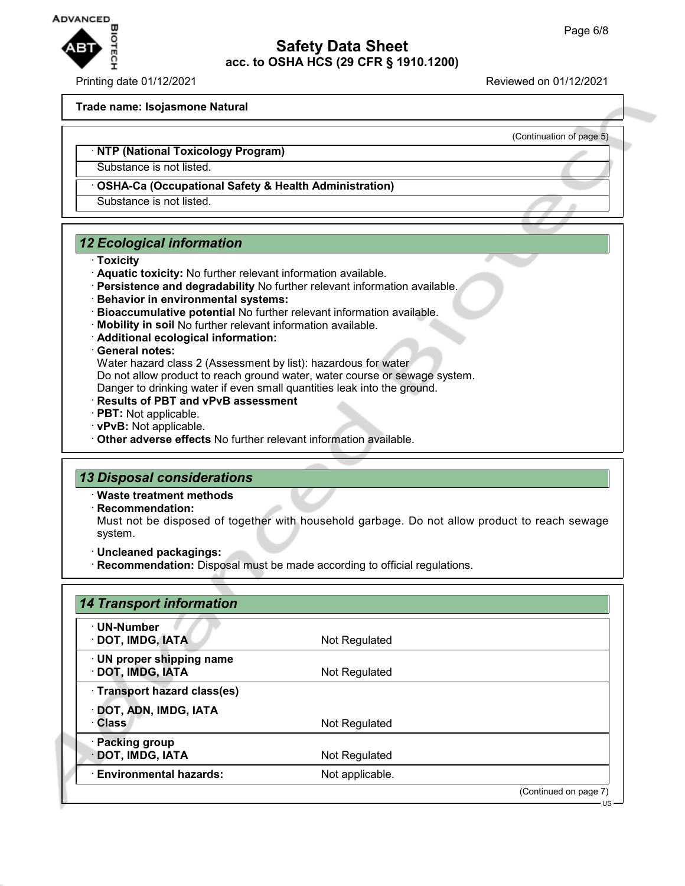**Trade name: Isojasmone Natural**

(Continuation of page 5)

· **NTP (National Toxicology Program)**

Substance is not listed.

· **OSHA-Ca (Occupational Safety & Health Administration)**

Substance is not listed.

## *12 Ecological information*

· **Toxicity**
· **Aquatic toxicity:** No further relevant information available.
· **Persistence and degradability** No further relevant information available.
· **Behavior in environmental systems:**
· **Bioaccumulative potential** No further relevant information available.
· **Mobility in soil** No further relevant information available.
· **Additional ecological information:**
· **General notes:**
Water hazard class 2 (Assessment by list): hazardous for water
Do not allow product to reach ground water, water course or sewage system.
Danger to drinking water if even small quantities leak into the ground.
· **Results of PBT and vPvB assessment**
· **PBT:** Not applicable.
· **vPvB:** Not applicable.
· **Other adverse effects** No further relevant information available.

## *13 Disposal considerations*

· **Waste treatment methods**
· **Recommendation:**
Must not be disposed of together with household garbage. Do not allow product to reach sewage system.

· **Uncleaned packagings:**
· **Recommendation:** Disposal must be made according to official regulations.

## *14 Transport information*

| | |
|---|---|
| · **UN-Number**<br>· **DOT, IMDG, IATA** | Not Regulated |
| · **UN proper shipping name**<br>· **DOT, IMDG, IATA** | Not Regulated |
| · **Transport hazard class(es)**<br>· **DOT, ADN, IMDG, IATA**<br>· **Class** | Not Regulated |
| · **Packing group**<br>· **DOT, IMDG, IATA** | Not Regulated |
| · **Environmental hazards:** | Not applicable. |

(Continued on page 7)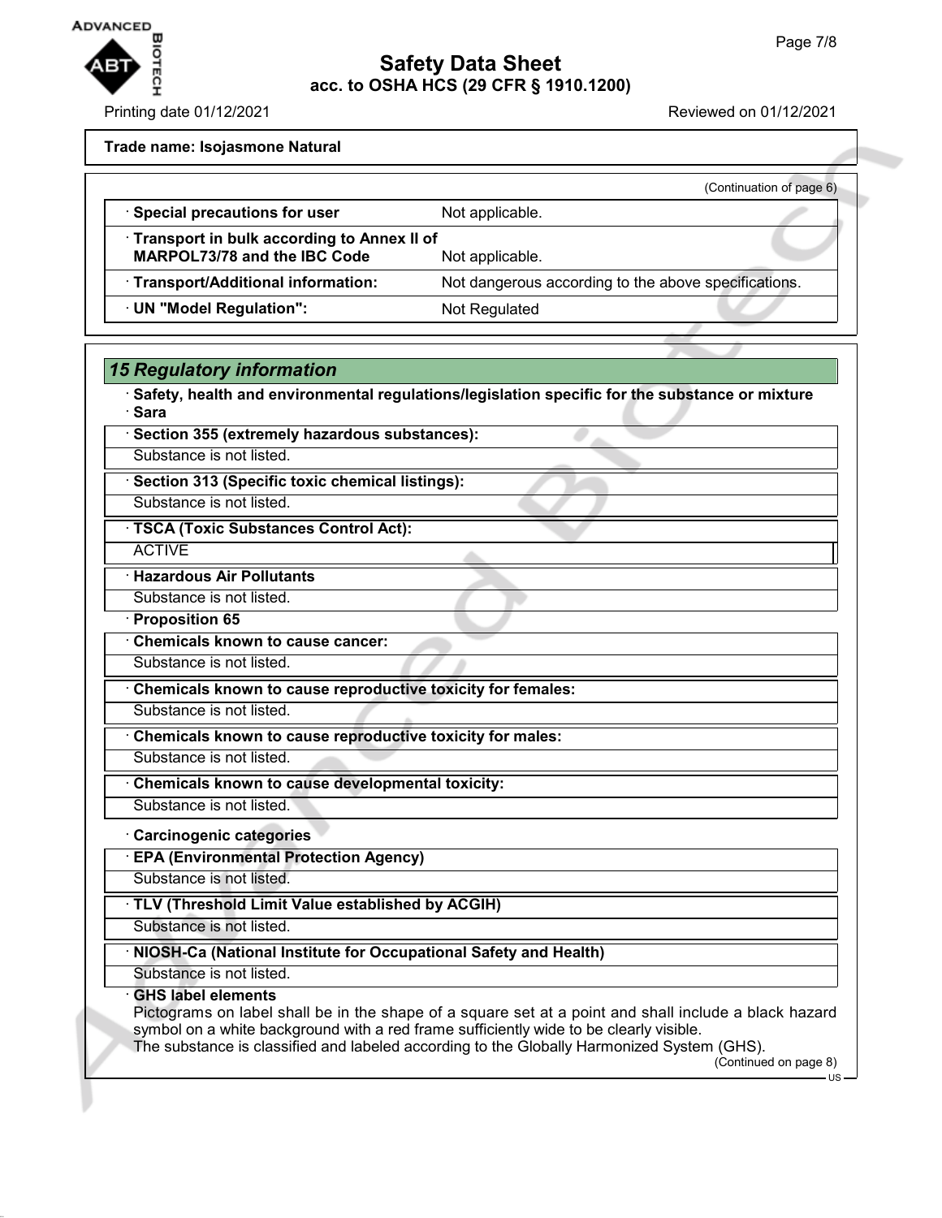**Trade name: Isojasmone Natural**

(Continuation of page 6)

| | |
|---|---|
| · **Special precautions for user** | Not applicable. |
| · **Transport in bulk according to Annex II of MARPOL73/78 and the IBC Code** | Not applicable. |
| · **Transport/Additional information:** | Not dangerous according to the above specifications. |
| · **UN "Model Regulation":** | Not Regulated |

## *15 Regulatory information*

· **Safety, health and environmental regulations/legislation specific for the substance or mixture**
· **Sara**

· **Section 355 (extremely hazardous substances):**
Substance is not listed.

· **Section 313 (Specific toxic chemical listings):**
Substance is not listed.

· **TSCA (Toxic Substances Control Act):**
ACTIVE

· **Hazardous Air Pollutants**
Substance is not listed.

· **Proposition 65**

· **Chemicals known to cause cancer:**
Substance is not listed.

· **Chemicals known to cause reproductive toxicity for females:**
Substance is not listed.

· **Chemicals known to cause reproductive toxicity for males:**
Substance is not listed.

· **Chemicals known to cause developmental toxicity:**
Substance is not listed.

· **Carcinogenic categories**

· **EPA (Environmental Protection Agency)**
Substance is not listed.

· **TLV (Threshold Limit Value established by ACGIH)**
Substance is not listed.

· **NIOSH-Ca (National Institute for Occupational Safety and Health)**
Substance is not listed.

· **GHS label elements**
Pictograms on label shall be in the shape of a square set at a point and shall include a black hazard symbol on a white background with a red frame sufficiently wide to be clearly visible.
The substance is classified and labeled according to the Globally Harmonized System (GHS).

(Continued on page 8)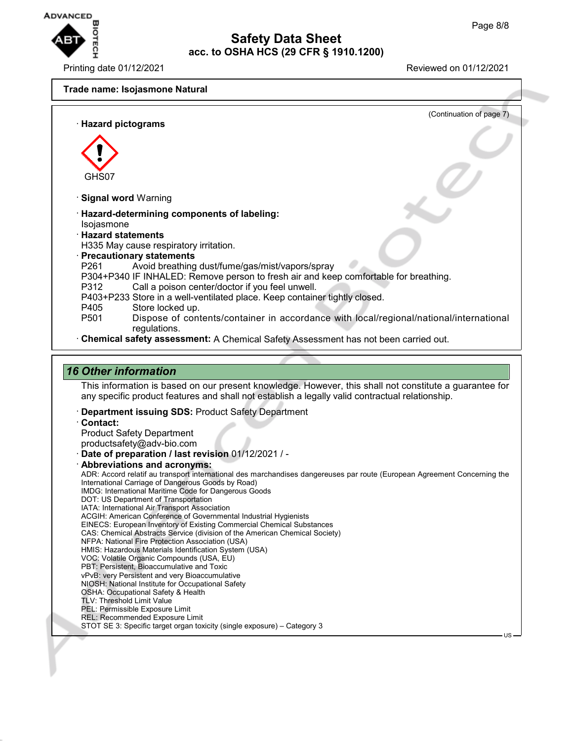**Trade name: Isojasmone Natural**

(Continuation of page 7)

· **Hazard pictograms**

GHS07

· **Signal word** Warning

· **Hazard-determining components of labeling:**
Isojasmone

· **Hazard statements**
H335 May cause respiratory irritation.

· **Precautionary statements**
P261 Avoid breathing dust/fume/gas/mist/vapors/spray
P304+P340 IF INHALED: Remove person to fresh air and keep comfortable for breathing.
P312 Call a poison center/doctor if you feel unwell.
P403+P233 Store in a well-ventilated place. Keep container tightly closed.
P405 Store locked up.
P501 Dispose of contents/container in accordance with local/regional/national/international regulations.

· **Chemical safety assessment:** A Chemical Safety Assessment has not been carried out.

## 16 Other information

This information is based on our present knowledge. However, this shall not constitute a guarantee for any specific product features and shall not establish a legally valid contractual relationship.

· **Department issuing SDS:** Product Safety Department

· **Contact:**
Product Safety Department
productsafety@adv-bio.com

· **Date of preparation / last revision** 01/12/2021 / -

· **Abbreviations and acronyms:**
ADR: Accord relatif au transport international des marchandises dangereuses par route (European Agreement Concerning the International Carriage of Dangerous Goods by Road)
IMDG: International Maritime Code for Dangerous Goods
DOT: US Department of Transportation
IATA: International Air Transport Association
ACGIH: American Conference of Governmental Industrial Hygienists
EINECS: European Inventory of Existing Commercial Chemical Substances
CAS: Chemical Abstracts Service (division of the American Chemical Society)
NFPA: National Fire Protection Association (USA)
HMIS: Hazardous Materials Identification System (USA)
VOC: Volatile Organic Compounds (USA, EU)
PBT: Persistent, Bioaccumulative and Toxic
vPvB: very Persistent and very Bioaccumulative
NIOSH: National Institute for Occupational Safety
OSHA: Occupational Safety & Health
TLV: Threshold Limit Value
PEL: Permissible Exposure Limit
REL: Recommended Exposure Limit
STOT SE 3: Specific target organ toxicity (single exposure) – Category 3